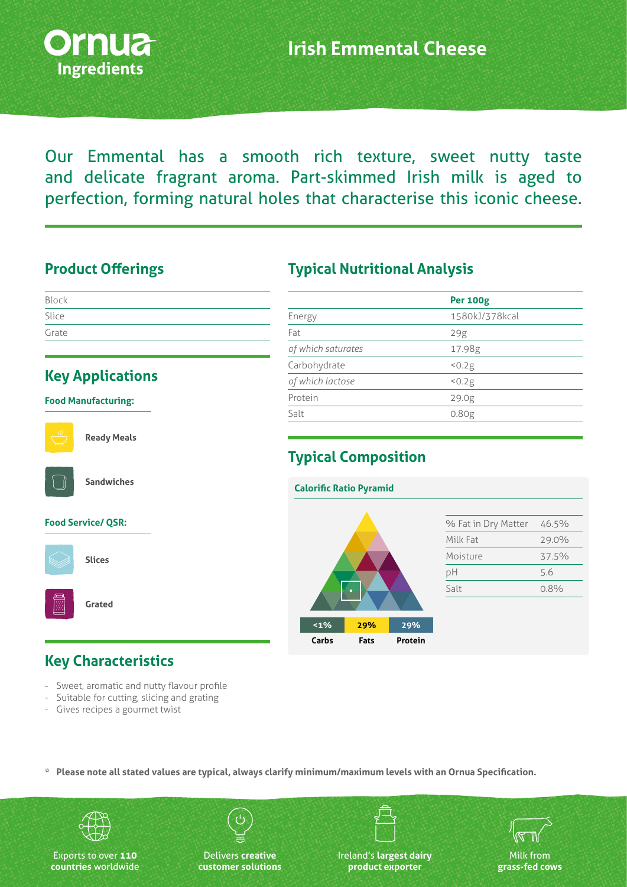Ornua Ingredients

# Irish Emmental Cheese

Our Emmental has a smooth rich texture, sweet nutty taste and delicate fragrant aroma. Part-skimmed Irish milk is aged to perfection, forming natural holes that characterise this iconic cheese.

## Product Offerings

- Block
- Slice
- Grate

## Key Applications

### Food Manufacturing:

- **Ready Meals**
- **Sandwiches**

### Food Service/ QSR:

- **Slices**
- **Grated**

## Key Characteristics

- Sweet, aromatic and nutty flavour profile
- Suitable for cutting, slicing and grating
- Gives recipes a gourmet twist

## Typical Nutritional Analysis

| | Per 100g |
|---|---|
| Energy | 1580kJ/378kcal |
| Fat | 29g |
| *of which saturates* | 17.98g |
| Carbohydrate | <0.2g |
| *of which lactose* | <0.2g |
| Protein | 29.0g |
| Salt | 0.80g |

## Typical Composition

### Calorific Ratio Pyramid

| <1% | 29% | 29% |
|---|---|---|
| Carbs | Fats | Protein |

| | |
|---|---|
| % Fat in Dry Matter | 46.5% |
| Milk Fat | 29.0% |
| Moisture | 37.5% |
| pH | 5.6 |
| Salt | 0.8% |

\* **Please note all stated values are typical, always clarify minimum/maximum levels with an Ornua Specification.**

- Exports to over **110 countries** worldwide
- Delivers **creative customer solutions**
- Ireland's **largest dairy product exporter**
- Milk from **grass-fed cows**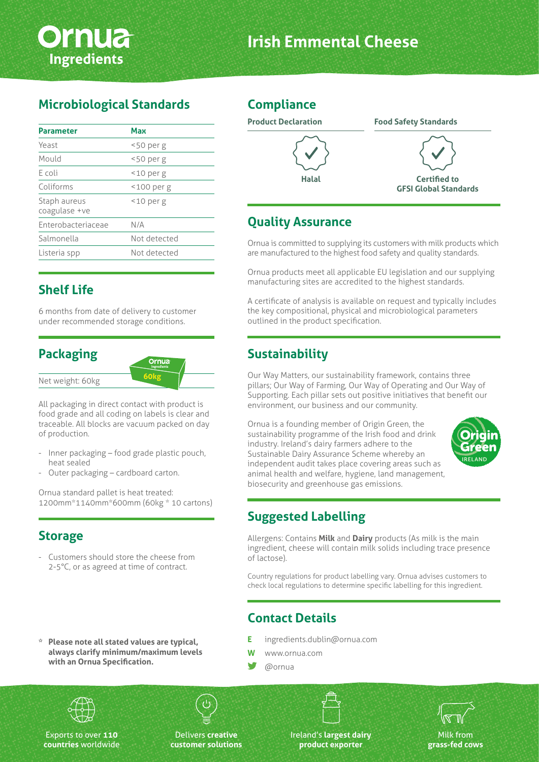# Irish Emmental Cheese

## Microbiological Standards

| Parameter | Max |
|---|---|
| Yeast | <50 per g |
| Mould | <50 per g |
| E coli | <10 per g |
| Coliforms | <100 per g |
| Staph aureus coagulase +ve | <10 per g |
| Enterobacteriaceae | N/A |
| Salmonella | Not detected |
| Listeria spp | Not detected |

## Shelf Life

6 months from date of delivery to customer under recommended storage conditions.

## Packaging

Net weight: 60kg

All packaging in direct contact with product is food grade and all coding on labels is clear and traceable. All blocks are vacuum packed on day of production.

- Inner packaging – food grade plastic pouch, heat sealed
- Outer packaging – cardboard carton.

Ornua standard pallet is heat treated: 1200mm*1140mm*600mm (60kg * 10 cartons)

## Storage

- Customers should store the cheese from 2-5°C, or as agreed at time of contract.

**\* Please note all stated values are typical, always clarify minimum/maximum levels with an Ornua Specification.**

## Compliance

**Product Declaration**

**Halal**

**Food Safety Standards**

**Certified to GFSI Global Standards**

## Quality Assurance

Ornua is committed to supplying its customers with milk products which are manufactured to the highest food safety and quality standards.

Ornua products meet all applicable EU legislation and our supplying manufacturing sites are accredited to the highest standards.

A certificate of analysis is available on request and typically includes the key compositional, physical and microbiological parameters outlined in the product specification.

## Sustainability

Our Way Matters, our sustainability framework, contains three pillars; Our Way of Farming, Our Way of Operating and Our Way of Supporting. Each pillar sets out positive initiatives that benefit our environment, our business and our community.

Ornua is a founding member of Origin Green, the sustainability programme of the Irish food and drink industry. Ireland's dairy farmers adhere to the Sustainable Dairy Assurance Scheme whereby an independent audit takes place covering areas such as animal health and welfare, hygiene, land management, biosecurity and greenhouse gas emissions.

## Suggested Labelling

Allergens: Contains **Milk** and **Dairy** products (As milk is the main ingredient, cheese will contain milk solids including trace presence of lactose).

Country regulations for product labelling vary. Ornua advises customers to check local regulations to determine specific labelling for this ingredient.

## Contact Details

**E** ingredients.dublin@ornua.com

**W** www.ornua.com

@ornua

Exports to over **110 countries** worldwide

Delivers **creative customer solutions**

Ireland's **largest dairy product exporter**

Milk from **grass-fed cows**